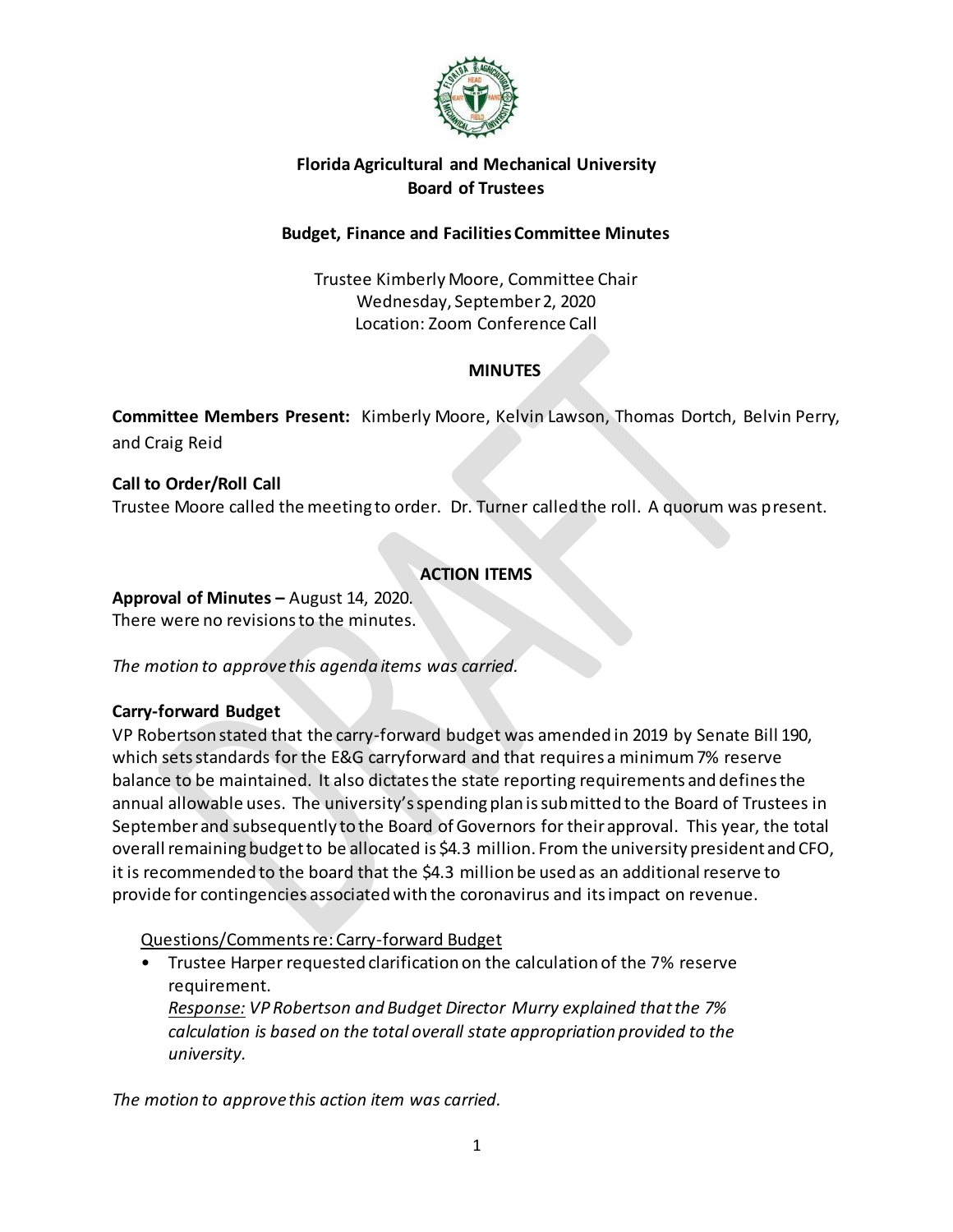**Florida Agricultural and Mechanical University**
**Board of Trustees**

**Budget, Finance and Facilities Committee Minutes**

Trustee Kimberly Moore, Committee Chair
Wednesday, September 2, 2020
Location: Zoom Conference Call

**MINUTES**

**Committee Members Present:** Kimberly Moore, Kelvin Lawson, Thomas Dortch, Belvin Perry, and Craig Reid

**Call to Order/Roll Call**
Trustee Moore called the meeting to order. Dr. Turner called the roll. A quorum was present.

**ACTION ITEMS**

**Approval of Minutes –** August 14, 2020.
There were no revisions to the minutes.

*The motion to approve this agenda items was carried.*

**Carry-forward Budget**
VP Robertson stated that the carry-forward budget was amended in 2019 by Senate Bill 190, which sets standards for the E&G carryforward and that requires a minimum 7% reserve balance to be maintained. It also dictates the state reporting requirements and defines the annual allowable uses. The university's spending plan is submitted to the Board of Trustees in September and subsequently to the Board of Governors for their approval. This year, the total overall remaining budget to be allocated is $4.3 million. From the university president and CFO, it is recommended to the board that the $4.3 million be used as an additional reserve to provide for contingencies associated with the coronavirus and its impact on revenue.

Questions/Comments re: Carry-forward Budget

- Trustee Harper requested clarification on the calculation of the 7% reserve requirement.
  *Response: VP Robertson and Budget Director Murry explained that the 7% calculation is based on the total overall state appropriation provided to the university.*

*The motion to approve this action item was carried.*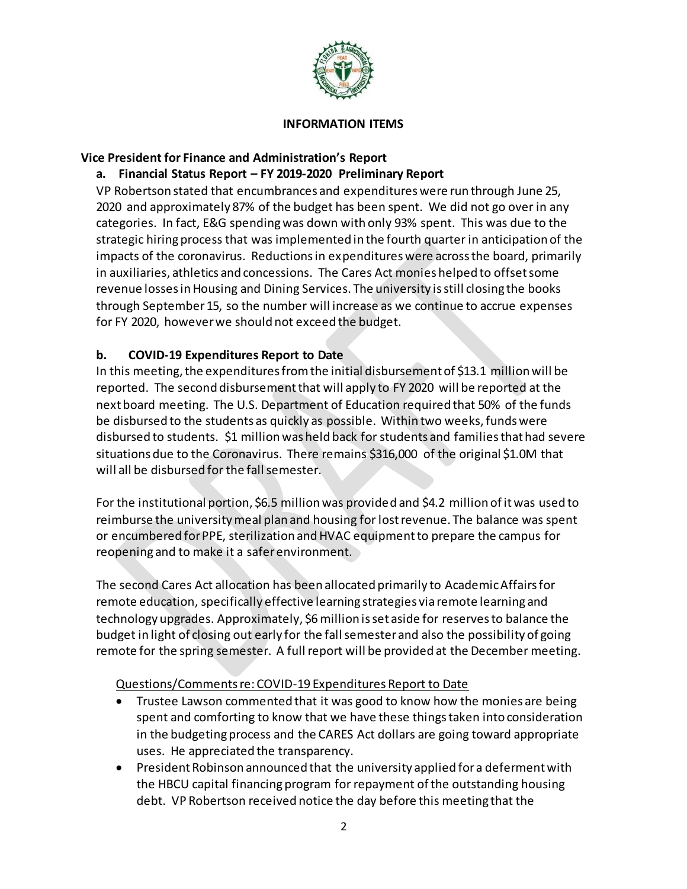## INFORMATION ITEMS

### Vice President for Finance and Administration's Report

**a. Financial Status Report – FY 2019-2020 Preliminary Report**

VP Robertson stated that encumbrances and expenditures were run through June 25, 2020 and approximately 87% of the budget has been spent. We did not go over in any categories. In fact, E&G spending was down with only 93% spent. This was due to the strategic hiring process that was implemented in the fourth quarter in anticipation of the impacts of the coronavirus. Reductions in expenditures were across the board, primarily in auxiliaries, athletics and concessions. The Cares Act monies helped to offset some revenue losses in Housing and Dining Services. The university is still closing the books through September 15, so the number will increase as we continue to accrue expenses for FY 2020, however we should not exceed the budget.

**b. COVID-19 Expenditures Report to Date**

In this meeting, the expenditures from the initial disbursement of $13.1 million will be reported. The second disbursement that will apply to FY 2020 will be reported at the next board meeting. The U.S. Department of Education required that 50% of the funds be disbursed to the students as quickly as possible. Within two weeks, funds were disbursed to students. $1 million was held back for students and families that had severe situations due to the Coronavirus. There remains $316,000 of the original $1.0M that will all be disbursed for the fall semester.

For the institutional portion, $6.5 million was provided and $4.2 million of it was used to reimburse the university meal plan and housing for lost revenue. The balance was spent or encumbered for PPE, sterilization and HVAC equipment to prepare the campus for reopening and to make it a safer environment.

The second Cares Act allocation has been allocated primarily to Academic Affairs for remote education, specifically effective learning strategies via remote learning and technology upgrades. Approximately, $6 million is set aside for reserves to balance the budget in light of closing out early for the fall semester and also the possibility of going remote for the spring semester. A full report will be provided at the December meeting.

Questions/Comments re: COVID-19 Expenditures Report to Date

- Trustee Lawson commented that it was good to know how the monies are being spent and comforting to know that we have these things taken into consideration in the budgeting process and the CARES Act dollars are going toward appropriate uses. He appreciated the transparency.
- President Robinson announced that the university applied for a deferment with the HBCU capital financing program for repayment of the outstanding housing debt. VP Robertson received notice the day before this meeting that the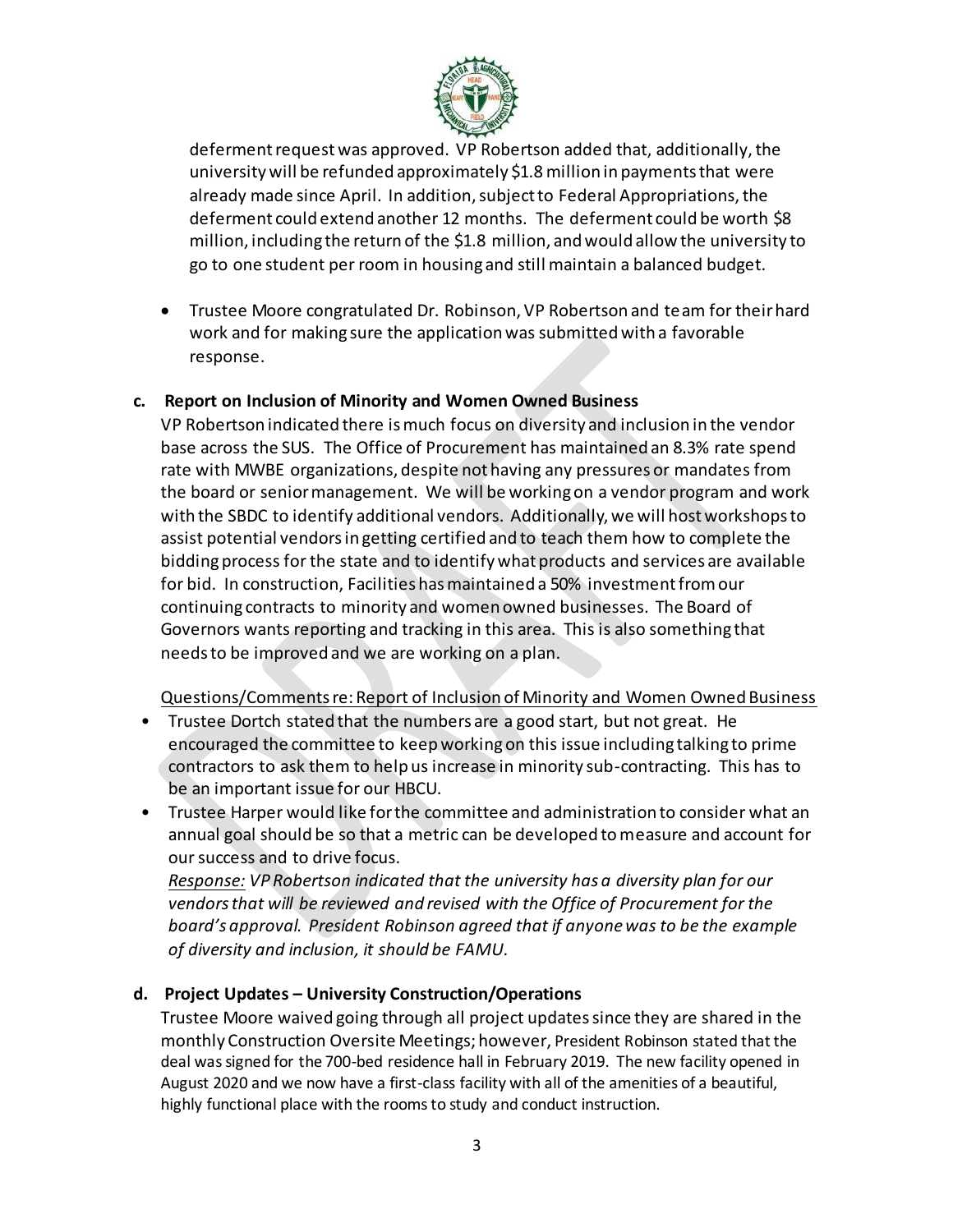deferment request was approved. VP Robertson added that, additionally, the university will be refunded approximately $1.8 million in payments that were already made since April. In addition, subject to Federal Appropriations, the deferment could extend another 12 months. The deferment could be worth $8 million, including the return of the $1.8 million, and would allow the university to go to one student per room in housing and still maintain a balanced budget.

- Trustee Moore congratulated Dr. Robinson, VP Robertson and team for their hard work and for making sure the application was submitted with a favorable response.

**c. Report on Inclusion of Minority and Women Owned Business**

VP Robertson indicated there is much focus on diversity and inclusion in the vendor base across the SUS. The Office of Procurement has maintained an 8.3% rate spend rate with MWBE organizations, despite not having any pressures or mandates from the board or senior management. We will be working on a vendor program and work with the SBDC to identify additional vendors. Additionally, we will host workshops to assist potential vendors in getting certified and to teach them how to complete the bidding process for the state and to identify what products and services are available for bid. In construction, Facilities has maintained a 50% investment from our continuing contracts to minority and women owned businesses. The Board of Governors wants reporting and tracking in this area. This is also something that needs to be improved and we are working on a plan.

Questions/Comments re: Report of Inclusion of Minority and Women Owned Business

- Trustee Dortch stated that the numbers are a good start, but not great. He encouraged the committee to keep working on this issue including talking to prime contractors to ask them to help us increase in minority sub-contracting. This has to be an important issue for our HBCU.
- Trustee Harper would like for the committee and administration to consider what an annual goal should be so that a metric can be developed to measure and account for our success and to drive focus.
  *Response: VP Robertson indicated that the university has a diversity plan for our vendors that will be reviewed and revised with the Office of Procurement for the board's approval. President Robinson agreed that if anyone was to be the example of diversity and inclusion, it should be FAMU.*

**d. Project Updates – University Construction/Operations**

Trustee Moore waived going through all project updates since they are shared in the monthly Construction Oversite Meetings; however, President Robinson stated that the deal was signed for the 700-bed residence hall in February 2019. The new facility opened in August 2020 and we now have a first-class facility with all of the amenities of a beautiful, highly functional place with the rooms to study and conduct instruction.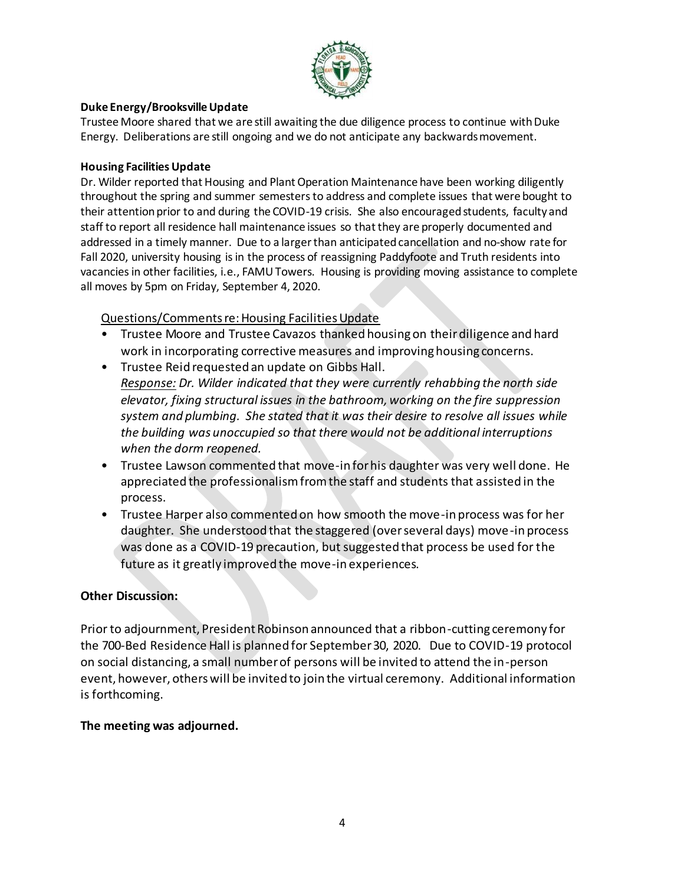**Duke Energy/Brooksville Update**

Trustee Moore shared that we are still awaiting the due diligence process to continue with Duke Energy. Deliberations are still ongoing and we do not anticipate any backwards movement.

**Housing Facilities Update**

Dr. Wilder reported that Housing and Plant Operation Maintenance have been working diligently throughout the spring and summer semesters to address and complete issues that were bought to their attention prior to and during the COVID-19 crisis. She also encouraged students, faculty and staff to report all residence hall maintenance issues so that they are properly documented and addressed in a timely manner. Due to a larger than anticipated cancellation and no-show rate for Fall 2020, university housing is in the process of reassigning Paddyfoote and Truth residents into vacancies in other facilities, i.e., FAMU Towers. Housing is providing moving assistance to complete all moves by 5pm on Friday, September 4, 2020.

<u>Questions/Comments re: Housing Facilities Update</u>

- Trustee Moore and Trustee Cavazos thanked housing on their diligence and hard work in incorporating corrective measures and improving housing concerns.
- Trustee Reid requested an update on Gibbs Hall.
  *<u>Response:</u> Dr. Wilder indicated that they were currently rehabbing the north side elevator, fixing structural issues in the bathroom, working on the fire suppression system and plumbing. She stated that it was their desire to resolve all issues while the building was unoccupied so that there would not be additional interruptions when the dorm reopened.*
- Trustee Lawson commented that move-in for his daughter was very well done. He appreciated the professionalism from the staff and students that assisted in the process.
- Trustee Harper also commented on how smooth the move-in process was for her daughter. She understood that the staggered (over several days) move-in process was done as a COVID-19 precaution, but suggested that process be used for the future as it greatly improved the move-in experiences.

**Other Discussion:**

Prior to adjournment, President Robinson announced that a ribbon-cutting ceremony for the 700-Bed Residence Hall is planned for September 30, 2020. Due to COVID-19 protocol on social distancing, a small number of persons will be invited to attend the in-person event, however, others will be invited to join the virtual ceremony. Additional information is forthcoming.

**The meeting was adjourned.**